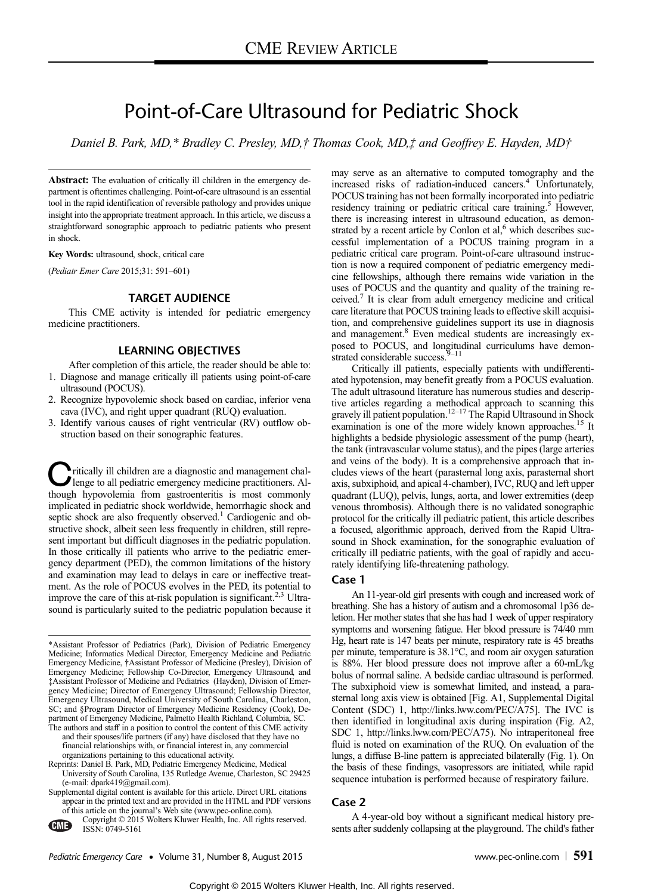CME REVIEW ARTICLE

# Point-of-Care Ultrasound for Pediatric Shock

*Daniel B. Park, MD,\* Bradley C. Presley, MD,† Thomas Cook, MD,‡ and Geoffrey E. Hayden, MD†*

**Abstract:** The evaluation of critically ill children in the emergency department is oftentimes challenging. Point-of-care ultrasound is an essential tool in the rapid identification of reversible pathology and provides unique insight into the appropriate treatment approach. In this article, we discuss a straightforward sonographic approach to pediatric patients who present in shock.

**Key Words:** ultrasound, shock, critical care

(*Pediatr Emer Care* 2015;31: 591–601)

## TARGET AUDIENCE

This CME activity is intended for pediatric emergency medicine practitioners.

## LEARNING OBJECTIVES

After completion of this article, the reader should be able to:

1. Diagnose and manage critically ill patients using point-of-care ultrasound (POCUS).
2. Recognize hypovolemic shock based on cardiac, inferior vena cava (IVC), and right upper quadrant (RUQ) evaluation.
3. Identify various causes of right ventricular (RV) outflow obstruction based on their sonographic features.

Critically ill children are a diagnostic and management challenge to all pediatric emergency medicine practitioners. Although hypovolemia from gastroenteritis is most commonly implicated in pediatric shock worldwide, hemorrhagic shock and septic shock are also frequently observed.[1] Cardiogenic and obstructive shock, albeit seen less frequently in children, still represent important but difficult diagnoses in the pediatric population. In those critically ill patients who arrive to the pediatric emergency department (PED), the common limitations of the history and examination may lead to delays in care or ineffective treatment. As the role of POCUS evolves in the PED, its potential to improve the care of this at-risk population is significant.[2,3] Ultrasound is particularly suited to the pediatric population because it may serve as an alternative to computed tomography and the increased risks of radiation-induced cancers.[4] Unfortunately, POCUS training has not been formally incorporated into pediatric residency training or pediatric critical care training.[5] However, there is increasing interest in ultrasound education, as demonstrated by a recent article by Conlon et al,[6] which describes successful implementation of a POCUS training program in a pediatric critical care program. Point-of-care ultrasound instruction is now a required component of pediatric emergency medicine fellowships, although there remains wide variation in the uses of POCUS and the quantity and quality of the training received.[7] It is clear from adult emergency medicine and critical care literature that POCUS training leads to effective skill acquisition, and comprehensive guidelines support its use in diagnosis and management.[8] Even medical students are increasingly exposed to POCUS, and longitudinal curriculums have demonstrated considerable success.[9–11]

Critically ill patients, especially patients with undifferentiated hypotension, may benefit greatly from a POCUS evaluation. The adult ultrasound literature has numerous studies and descriptive articles regarding a methodical approach to scanning this gravely ill patient population.[12–17] The Rapid Ultrasound in Shock examination is one of the more widely known approaches.[15] It highlights a bedside physiologic assessment of the pump (heart), the tank (intravascular volume status), and the pipes (large arteries and veins of the body). It is a comprehensive approach that includes views of the heart (parasternal long axis, parasternal short axis, subxiphoid, and apical 4-chamber), IVC, RUQ and left upper quadrant (LUQ), pelvis, lungs, aorta, and lower extremities (deep venous thrombosis). Although there is no validated sonographic protocol for the critically ill pediatric patient, this article describes a focused, algorithmic approach, derived from the Rapid Ultrasound in Shock examination, for the sonographic evaluation of critically ill pediatric patients, with the goal of rapidly and accurately identifying life-threatening pathology.

### Case 1

An 11-year-old girl presents with cough and increased work of breathing. She has a history of autism and a chromosomal 1p36 deletion. Her mother states that she has had 1 week of upper respiratory symptoms and worsening fatigue. Her blood pressure is 74/40 mm Hg, heart rate is 147 beats per minute, respiratory rate is 45 breaths per minute, temperature is 38.1°C, and room air oxygen saturation is 88%. Her blood pressure does not improve after a 60-mL/kg bolus of normal saline. A bedside cardiac ultrasound is performed. The subxiphoid view is somewhat limited, and instead, a parasternal long axis view is obtained [Fig. A1, Supplemental Digital Content (SDC) 1, http://links.lww.com/PEC/A75]. The IVC is then identified in longitudinal axis during inspiration (Fig. A2, SDC 1, http://links.lww.com/PEC/A75). No intraperitoneal free fluid is noted on examination of the RUQ. On evaluation of the lungs, a diffuse B-line pattern is appreciated bilaterally (Fig. 1). On the basis of these findings, vasopressors are initiated, while rapid sequence intubation is performed because of respiratory failure.

### Case 2

A 4-year-old boy without a significant medical history presents after suddenly collapsing at the playground. The child's father

---

\*Assistant Professor of Pediatrics (Park), Division of Pediatric Emergency Medicine; Informatics Medical Director, Emergency Medicine and Pediatric Emergency Medicine, †Assistant Professor of Medicine (Presley), Division of Emergency Medicine; Fellowship Co-Director, Emergency Ultrasound, and ‡Assistant Professor of Medicine and Pediatrics (Hayden), Division of Emergency Medicine; Director of Emergency Ultrasound; Fellowship Director, Emergency Ultrasound, Medical University of South Carolina, Charleston, SC; and §Program Director of Emergency Medicine (Cook), Department of Emergency Medicine, Palmetto Health Richland, Columbia, SC.

The authors and staff in a position to control the content of this CME activity and their spouses/life partners (if any) have disclosed that they have no financial relationships with, or financial interest in, any commercial organizations pertaining to this educational activity.

Reprints: Daniel B. Park, MD, Pediatric Emergency Medicine, Medical University of South Carolina, 135 Rutledge Avenue, Charleston, SC 29425 (e-mail: dpark419@gmail.com).

Supplemental digital content is available for this article. Direct URL citations appear in the printed text and are provided in the HTML and PDF versions of this article on the journal's Web site (www.pec-online.com).

Copyright © 2015 Wolters Kluwer Health, Inc. All rights reserved.

ISSN: 0749-5161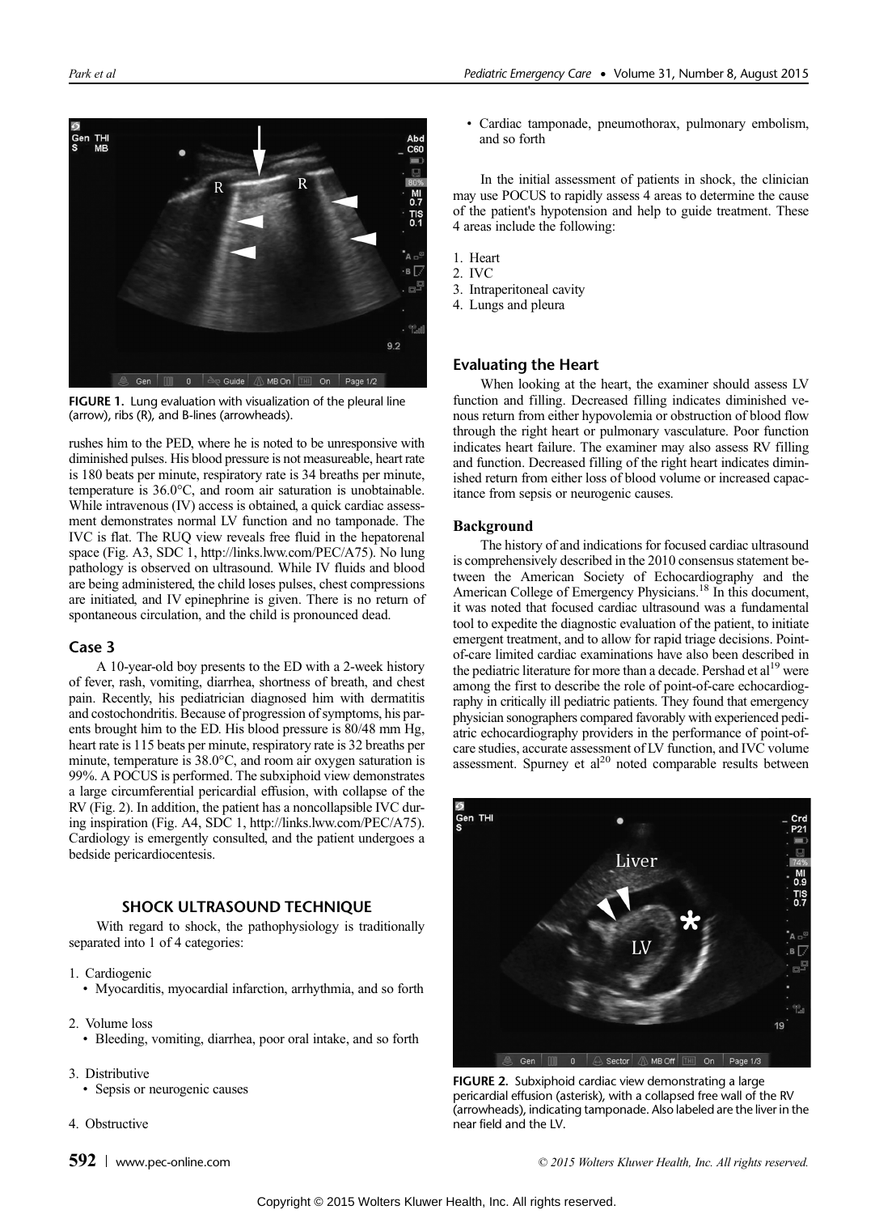FIGURE 1. Lung evaluation with visualization of the pleural line (arrow), ribs (R), and B-lines (arrowheads).

rushes him to the PED, where he is noted to be unresponsive with diminished pulses. His blood pressure is not measureable, heart rate is 180 beats per minute, respiratory rate is 34 breaths per minute, temperature is 36.0°C, and room air saturation is unobtainable. While intravenous (IV) access is obtained, a quick cardiac assessment demonstrates normal LV function and no tamponade. The IVC is flat. The RUQ view reveals free fluid in the hepatorenal space (Fig. A3, SDC 1, http://links.lww.com/PEC/A75). No lung pathology is observed on ultrasound. While IV fluids and blood are being administered, the child loses pulses, chest compressions are initiated, and IV epinephrine is given. There is no return of spontaneous circulation, and the child is pronounced dead.

## Case 3

A 10-year-old boy presents to the ED with a 2-week history of fever, rash, vomiting, diarrhea, shortness of breath, and chest pain. Recently, his pediatrician diagnosed him with dermatitis and costochondritis. Because of progression of symptoms, his parents brought him to the ED. His blood pressure is 80/48 mm Hg, heart rate is 115 beats per minute, respiratory rate is 32 breaths per minute, temperature is 38.0°C, and room air oxygen saturation is 99%. A POCUS is performed. The subxiphoid view demonstrates a large circumferential pericardial effusion, with collapse of the RV (Fig. 2). In addition, the patient has a noncollapsible IVC during inspiration (Fig. A4, SDC 1, http://links.lww.com/PEC/A75). Cardiology is emergently consulted, and the patient undergoes a bedside pericardiocentesis.

## SHOCK ULTRASOUND TECHNIQUE

With regard to shock, the pathophysiology is traditionally separated into 1 of 4 categories:

1. Cardiogenic
   - Myocarditis, myocardial infarction, arrhythmia, and so forth
2. Volume loss
   - Bleeding, vomiting, diarrhea, poor oral intake, and so forth
3. Distributive
   - Sepsis or neurogenic causes
4. Obstructive
   - Cardiac tamponade, pneumothorax, pulmonary embolism, and so forth

In the initial assessment of patients in shock, the clinician may use POCUS to rapidly assess 4 areas to determine the cause of the patient's hypotension and help to guide treatment. These 4 areas include the following:

1. Heart
2. IVC
3. Intraperitoneal cavity
4. Lungs and pleura

## Evaluating the Heart

When looking at the heart, the examiner should assess LV function and filling. Decreased filling indicates diminished venous return from either hypovolemia or obstruction of blood flow through the right heart or pulmonary vasculature. Poor function indicates heart failure. The examiner may also assess RV filling and function. Decreased filling of the right heart indicates diminished return from either loss of blood volume or increased capacitance from sepsis or neurogenic causes.

### Background

The history of and indications for focused cardiac ultrasound is comprehensively described in the 2010 consensus statement between the American Society of Echocardiography and the American College of Emergency Physicians.[18] In this document, it was noted that focused cardiac ultrasound was a fundamental tool to expedite the diagnostic evaluation of the patient, to initiate emergent treatment, and to allow for rapid triage decisions. Point-of-care limited cardiac examinations have also been described in the pediatric literature for more than a decade. Pershad et al[19] were among the first to describe the role of point-of-care echocardiography in critically ill pediatric patients. They found that emergency physician sonographers compared favorably with experienced pediatric echocardiography providers in the performance of point-of-care studies, accurate assessment of LV function, and IVC volume assessment. Spurney et al[20] noted comparable results between

FIGURE 2. Subxiphoid cardiac view demonstrating a large pericardial effusion (asterisk), with a collapsed free wall of the RV (arrowheads), indicating tamponade. Also labeled are the liver in the near field and the LV.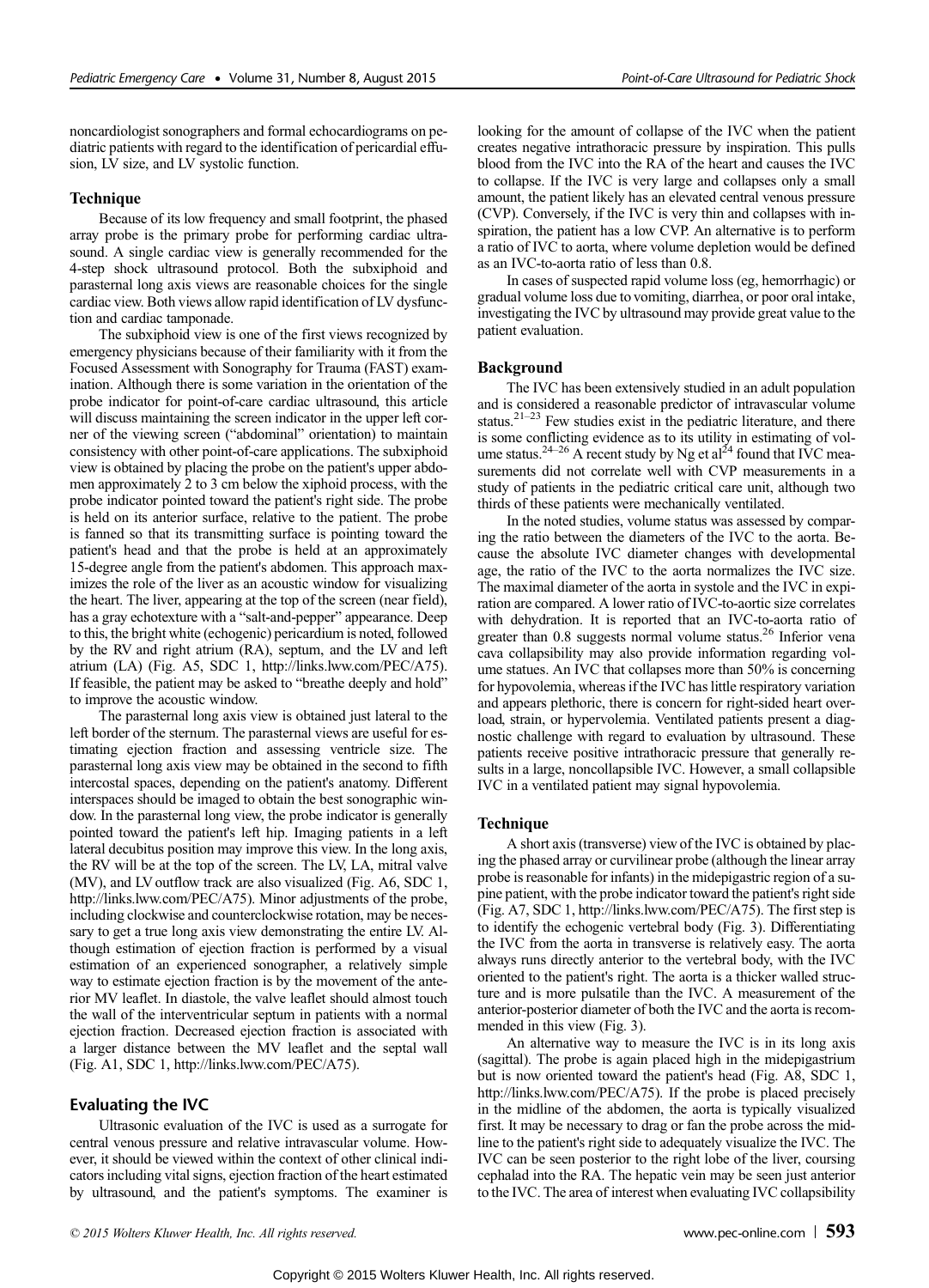noncardiologist sonographers and formal echocardiograms on pediatric patients with regard to the identification of pericardial effusion, LV size, and LV systolic function.

### Technique

Because of its low frequency and small footprint, the phased array probe is the primary probe for performing cardiac ultrasound. A single cardiac view is generally recommended for the 4-step shock ultrasound protocol. Both the subxiphoid and parasternal long axis views are reasonable choices for the single cardiac view. Both views allow rapid identification of LV dysfunction and cardiac tamponade.

The subxiphoid view is one of the first views recognized by emergency physicians because of their familiarity with it from the Focused Assessment with Sonography for Trauma (FAST) examination. Although there is some variation in the orientation of the probe indicator for point-of-care cardiac ultrasound, this article will discuss maintaining the screen indicator in the upper left corner of the viewing screen ("abdominal" orientation) to maintain consistency with other point-of-care applications. The subxiphoid view is obtained by placing the probe on the patient's upper abdomen approximately 2 to 3 cm below the xiphoid process, with the probe indicator pointed toward the patient's right side. The probe is held on its anterior surface, relative to the patient. The probe is fanned so that its transmitting surface is pointing toward the patient's head and that the probe is held at an approximately 15-degree angle from the patient's abdomen. This approach maximizes the role of the liver as an acoustic window for visualizing the heart. The liver, appearing at the top of the screen (near field), has a gray echotexture with a "salt-and-pepper" appearance. Deep to this, the bright white (echogenic) pericardium is noted, followed by the RV and right atrium (RA), septum, and the LV and left atrium (LA) (Fig. A5, SDC 1, http://links.lww.com/PEC/A75). If feasible, the patient may be asked to "breathe deeply and hold" to improve the acoustic window.

The parasternal long axis view is obtained just lateral to the left border of the sternum. The parasternal views are useful for estimating ejection fraction and assessing ventricle size. The parasternal long axis view may be obtained in the second to fifth intercostal spaces, depending on the patient's anatomy. Different interspaces should be imaged to obtain the best sonographic window. In the parasternal long view, the probe indicator is generally pointed toward the patient's left hip. Imaging patients in a left lateral decubitus position may improve this view. In the long axis, the RV will be at the top of the screen. The LV, LA, mitral valve (MV), and LV outflow track are also visualized (Fig. A6, SDC 1, http://links.lww.com/PEC/A75). Minor adjustments of the probe, including clockwise and counterclockwise rotation, may be necessary to get a true long axis view demonstrating the entire LV. Although estimation of ejection fraction is performed by a visual estimation of an experienced sonographer, a relatively simple way to estimate ejection fraction is by the movement of the anterior MV leaflet. In diastole, the valve leaflet should almost touch the wall of the interventricular septum in patients with a normal ejection fraction. Decreased ejection fraction is associated with a larger distance between the MV leaflet and the septal wall (Fig. A1, SDC 1, http://links.lww.com/PEC/A75).

## Evaluating the IVC

Ultrasonic evaluation of the IVC is used as a surrogate for central venous pressure and relative intravascular volume. However, it should be viewed within the context of other clinical indicators including vital signs, ejection fraction of the heart estimated by ultrasound, and the patient's symptoms. The examiner is looking for the amount of collapse of the IVC when the patient creates negative intrathoracic pressure by inspiration. This pulls blood from the IVC into the RA of the heart and causes the IVC to collapse. If the IVC is very large and collapses only a small amount, the patient likely has an elevated central venous pressure (CVP). Conversely, if the IVC is very thin and collapses with inspiration, the patient has a low CVP. An alternative is to perform a ratio of IVC to aorta, where volume depletion would be defined as an IVC-to-aorta ratio of less than 0.8.

In cases of suspected rapid volume loss (eg, hemorrhagic) or gradual volume loss due to vomiting, diarrhea, or poor oral intake, investigating the IVC by ultrasound may provide great value to the patient evaluation.

### Background

The IVC has been extensively studied in an adult population and is considered a reasonable predictor of intravascular volume status.[21–23] Few studies exist in the pediatric literature, and there is some conflicting evidence as to its utility in estimating of volume status.[24–26] A recent study by Ng et al[24] found that IVC measurements did not correlate well with CVP measurements in a study of patients in the pediatric critical care unit, although two thirds of these patients were mechanically ventilated.

In the noted studies, volume status was assessed by comparing the ratio between the diameters of the IVC to the aorta. Because the absolute IVC diameter changes with developmental age, the ratio of the IVC to the aorta normalizes the IVC size. The maximal diameter of the aorta in systole and the IVC in expiration are compared. A lower ratio of IVC-to-aortic size correlates with dehydration. It is reported that an IVC-to-aorta ratio of greater than 0.8 suggests normal volume status.[26] Inferior vena cava collapsibility may also provide information regarding volume statues. An IVC that collapses more than 50% is concerning for hypovolemia, whereas if the IVC has little respiratory variation and appears plethoric, there is concern for right-sided heart overload, strain, or hypervolemia. Ventilated patients present a diagnostic challenge with regard to evaluation by ultrasound. These patients receive positive intrathoracic pressure that generally results in a large, noncollapsible IVC. However, a small collapsible IVC in a ventilated patient may signal hypovolemia.

### Technique

A short axis (transverse) view of the IVC is obtained by placing the phased array or curvilinear probe (although the linear array probe is reasonable for infants) in the midepigastric region of a supine patient, with the probe indicator toward the patient's right side (Fig. A7, SDC 1, http://links.lww.com/PEC/A75). The first step is to identify the echogenic vertebral body (Fig. 3). Differentiating the IVC from the aorta in transverse is relatively easy. The aorta always runs directly anterior to the vertebral body, with the IVC oriented to the patient's right. The aorta is a thicker walled structure and is more pulsatile than the IVC. A measurement of the anterior-posterior diameter of both the IVC and the aorta is recommended in this view (Fig. 3).

An alternative way to measure the IVC is in its long axis (sagittal). The probe is again placed high in the midepigastrium but is now oriented toward the patient's head (Fig. A8, SDC 1, http://links.lww.com/PEC/A75). If the probe is placed precisely in the midline of the abdomen, the aorta is typically visualized first. It may be necessary to drag or fan the probe across the midline to the patient's right side to adequately visualize the IVC. The IVC can be seen posterior to the right lobe of the liver, coursing cephalad into the RA. The hepatic vein may be seen just anterior to the IVC. The area of interest when evaluating IVC collapsibility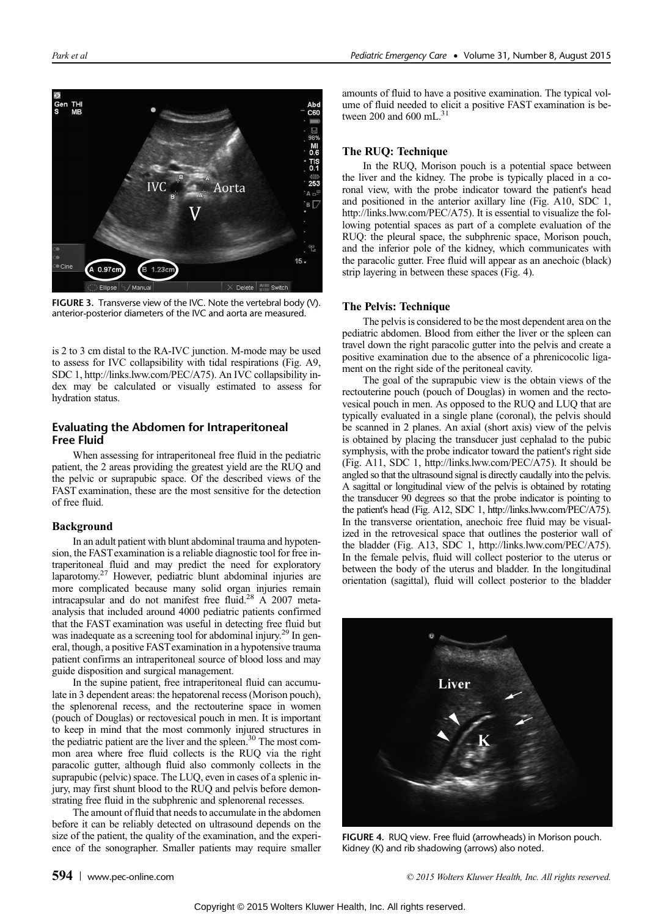FIGURE 3. Transverse view of the IVC. Note the vertebral body (V). anterior-posterior diameters of the IVC and aorta are measured.

is 2 to 3 cm distal to the RA-IVC junction. M-mode may be used to assess for IVC collapsibility with tidal respirations (Fig. A9, SDC 1, http://links.lww.com/PEC/A75). An IVC collapsibility index may be calculated or visually estimated to assess for hydration status.

## Evaluating the Abdomen for Intraperitoneal Free Fluid

When assessing for intraperitoneal free fluid in the pediatric patient, the 2 areas providing the greatest yield are the RUQ and the pelvic or suprapubic space. Of the described views of the FAST examination, these are the most sensitive for the detection of free fluid.

### Background

In an adult patient with blunt abdominal trauma and hypotension, the FAST examination is a reliable diagnostic tool for free intraperitoneal fluid and may predict the need for exploratory laparotomy.[27] However, pediatric blunt abdominal injuries are more complicated because many solid organ injuries remain intracapsular and do not manifest free fluid.[28] A 2007 meta-analysis that included around 4000 pediatric patients confirmed that the FAST examination was useful in detecting free fluid but was inadequate as a screening tool for abdominal injury.[29] In general, though, a positive FAST examination in a hypotensive trauma patient confirms an intraperitoneal source of blood loss and may guide disposition and surgical management.

In the supine patient, free intraperitoneal fluid can accumulate in 3 dependent areas: the hepatorenal recess (Morison pouch), the splenorenal recess, and the rectouterine space in women (pouch of Douglas) or rectovesical pouch in men. It is important to keep in mind that the most commonly injured structures in the pediatric patient are the liver and the spleen.[30] The most common area where free fluid collects is the RUQ via the right paracolic gutter, although fluid also commonly collects in the suprapubic (pelvic) space. The LUQ, even in cases of a splenic injury, may first shunt blood to the RUQ and pelvis before demonstrating free fluid in the subphrenic and splenorenal recesses.

The amount of fluid that needs to accumulate in the abdomen before it can be reliably detected on ultrasound depends on the size of the patient, the quality of the examination, and the experience of the sonographer. Smaller patients may require smaller amounts of fluid to have a positive examination. The typical volume of fluid needed to elicit a positive FAST examination is between 200 and 600 mL.[31]

### The RUQ: Technique

In the RUQ, Morison pouch is a potential space between the liver and the kidney. The probe is typically placed in a coronal view, with the probe indicator toward the patient's head and positioned in the anterior axillary line (Fig. A10, SDC 1, http://links.lww.com/PEC/A75). It is essential to visualize the following potential spaces as part of a complete evaluation of the RUQ: the pleural space, the subphrenic space, Morison pouch, and the inferior pole of the kidney, which communicates with the paracolic gutter. Free fluid will appear as an anechoic (black) strip layering in between these spaces (Fig. 4).

### The Pelvis: Technique

The pelvis is considered to be the most dependent area on the pediatric abdomen. Blood from either the liver or the spleen can travel down the right paracolic gutter into the pelvis and create a positive examination due to the absence of a phrenicocolic ligament on the right side of the peritoneal cavity.

The goal of the suprapubic view is the obtain views of the rectouterine pouch (pouch of Douglas) in women and the rectovesical pouch in men. As opposed to the RUQ and LUQ that are typically evaluated in a single plane (coronal), the pelvis should be scanned in 2 planes. An axial (short axis) view of the pelvis is obtained by placing the transducer just cephalad to the pubic symphysis, with the probe indicator toward the patient's right side (Fig. A11, SDC 1, http://links.lww.com/PEC/A75). It should be angled so that the ultrasound signal is directly caudally into the pelvis. A sagittal or longitudinal view of the pelvis is obtained by rotating the transducer 90 degrees so that the probe indicator is pointing to the patient's head (Fig. A12, SDC 1, http://links.lww.com/PEC/A75). In the transverse orientation, anechoic free fluid may be visualized in the retrovesical space that outlines the posterior wall of the bladder (Fig. A13, SDC 1, http://links.lww.com/PEC/A75). In the female pelvis, fluid will collect posterior to the uterus or between the body of the uterus and bladder. In the longitudinal orientation (sagittal), fluid will collect posterior to the bladder

FIGURE 4. RUQ view. Free fluid (arrowheads) in Morison pouch. Kidney (K) and rib shadowing (arrows) also noted.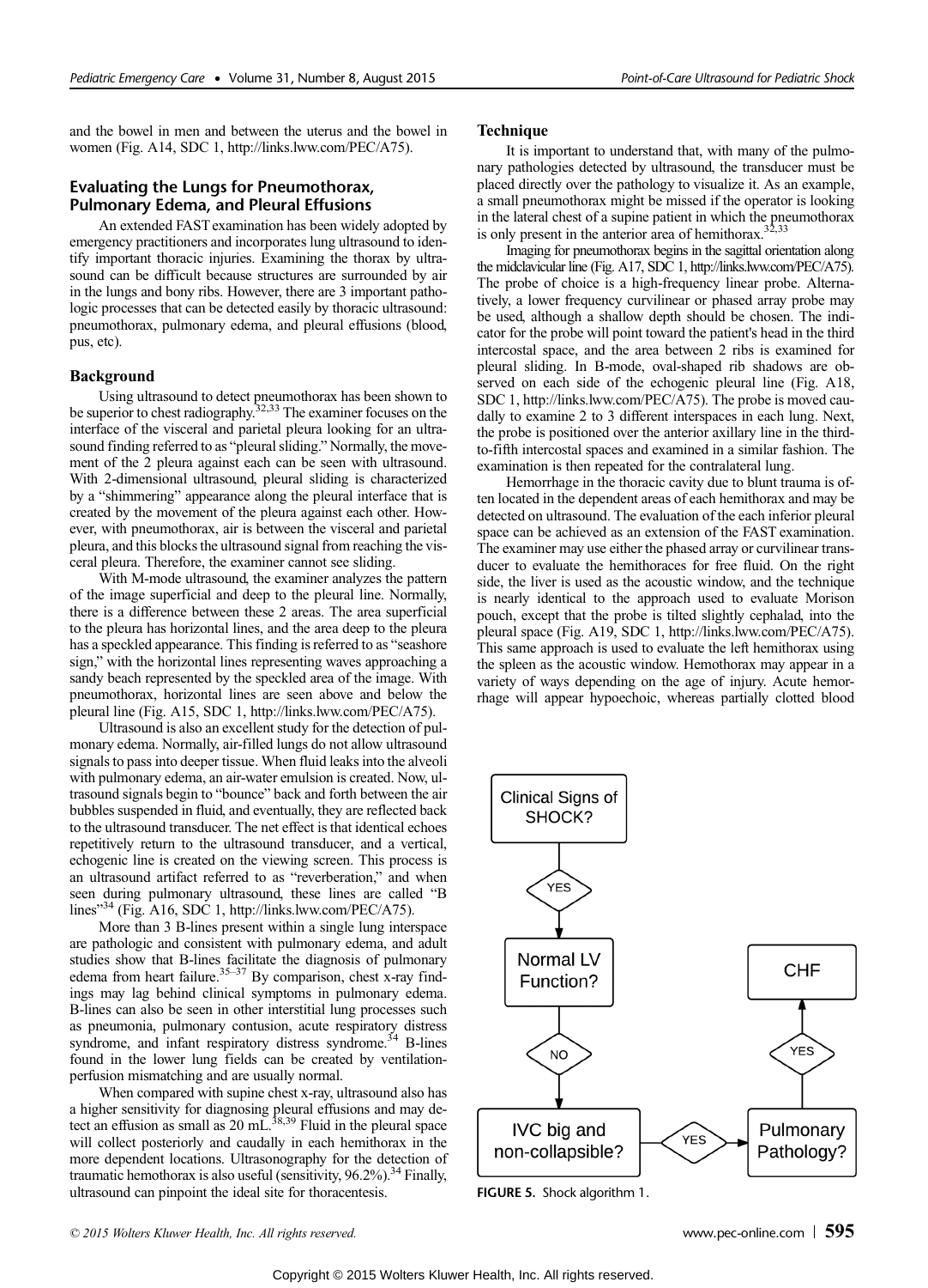and the bowel in men and between the uterus and the bowel in women (Fig. A14, SDC 1, http://links.lww.com/PEC/A75).

## Evaluating the Lungs for Pneumothorax, Pulmonary Edema, and Pleural Effusions

An extended FAST examination has been widely adopted by emergency practitioners and incorporates lung ultrasound to identify important thoracic injuries. Examining the thorax by ultrasound can be difficult because structures are surrounded by air in the lungs and bony ribs. However, there are 3 important pathologic processes that can be detected easily by thoracic ultrasound: pneumothorax, pulmonary edema, and pleural effusions (blood, pus, etc).

### Background

Using ultrasound to detect pneumothorax has been shown to be superior to chest radiography.[32,33] The examiner focuses on the interface of the visceral and parietal pleura looking for an ultrasound finding referred to as "pleural sliding." Normally, the movement of the 2 pleura against each can be seen with ultrasound. With 2-dimensional ultrasound, pleural sliding is characterized by a "shimmering" appearance along the pleural interface that is created by the movement of the pleura against each other. However, with pneumothorax, air is between the visceral and parietal pleura, and this blocks the ultrasound signal from reaching the visceral pleura. Therefore, the examiner cannot see sliding.

With M-mode ultrasound, the examiner analyzes the pattern of the image superficial and deep to the pleural line. Normally, there is a difference between these 2 areas. The area superficial to the pleura has horizontal lines, and the area deep to the pleura has a speckled appearance. This finding is referred to as "seashore sign," with the horizontal lines representing waves approaching a sandy beach represented by the speckled area of the image. With pneumothorax, horizontal lines are seen above and below the pleural line (Fig. A15, SDC 1, http://links.lww.com/PEC/A75).

Ultrasound is also an excellent study for the detection of pulmonary edema. Normally, air-filled lungs do not allow ultrasound signals to pass into deeper tissue. When fluid leaks into the alveoli with pulmonary edema, an air-water emulsion is created. Now, ultrasound signals begin to "bounce" back and forth between the air bubbles suspended in fluid, and eventually, they are reflected back to the ultrasound transducer. The net effect is that identical echoes repetitively return to the ultrasound transducer, and a vertical, echogenic line is created on the viewing screen. This process is an ultrasound artifact referred to as "reverberation," and when seen during pulmonary ultrasound, these lines are called "B lines"[34] (Fig. A16, SDC 1, http://links.lww.com/PEC/A75).

More than 3 B-lines present within a single lung interspace are pathologic and consistent with pulmonary edema, and adult studies show that B-lines facilitate the diagnosis of pulmonary edema from heart failure.[35–37] By comparison, chest x-ray findings may lag behind clinical symptoms in pulmonary edema. B-lines can also be seen in other interstitial lung processes such as pneumonia, pulmonary contusion, acute respiratory distress syndrome, and infant respiratory distress syndrome.[34] B-lines found in the lower lung fields can be created by ventilation-perfusion mismatching and are usually normal.

When compared with supine chest x-ray, ultrasound also has a higher sensitivity for diagnosing pleural effusions and may detect an effusion as small as 20 mL.[38,39] Fluid in the pleural space will collect posteriorly and caudally in each hemithorax in the more dependent locations. Ultrasonography for the detection of traumatic hemothorax is also useful (sensitivity, 96.2%).[34] Finally, ultrasound can pinpoint the ideal site for thoracentesis.

### Technique

It is important to understand that, with many of the pulmonary pathologies detected by ultrasound, the transducer must be placed directly over the pathology to visualize it. As an example, a small pneumothorax might be missed if the operator is looking in the lateral chest of a supine patient in which the pneumothorax is only present in the anterior area of hemithorax.[32,33]

Imaging for pneumothorax begins in the sagittal orientation along the midclavicular line (Fig. A17, SDC 1, http://links.lww.com/PEC/A75). The probe of choice is a high-frequency linear probe. Alternatively, a lower frequency curvilinear or phased array probe may be used, although a shallow depth should be chosen. The indicator for the probe will point toward the patient's head in the third intercostal space, and the area between 2 ribs is examined for pleural sliding. In B-mode, oval-shaped rib shadows are observed on each side of the echogenic pleural line (Fig. A18, SDC 1, http://links.lww.com/PEC/A75). The probe is moved caudally to examine 2 to 3 different interspaces in each lung. Next, the probe is positioned over the anterior axillary line in the third-to-fifth intercostal spaces and examined in a similar fashion. The examination is then repeated for the contralateral lung.

Hemorrhage in the thoracic cavity due to blunt trauma is often located in the dependent areas of each hemithorax and may be detected on ultrasound. The evaluation of the each inferior pleural space can be achieved as an extension of the FAST examination. The examiner may use either the phased array or curvilinear transducer to evaluate the hemithoraces for free fluid. On the right side, the liver is used as the acoustic window, and the technique is nearly identical to the approach used to evaluate Morison pouch, except that the probe is tilted slightly cephalad, into the pleural space (Fig. A19, SDC 1, http://links.lww.com/PEC/A75). This same approach is used to evaluate the left hemithorax using the spleen as the acoustic window. Hemothorax may appear in a variety of ways depending on the age of injury. Acute hemorrhage will appear hypoechoic, whereas partially clotted blood

Clinical Signs of SHOCK? → YES → Normal LV Function? → NO → IVC big and non-collapsible? → YES → Pulmonary Pathology? → YES → CHF

**FIGURE 5.** Shock algorithm 1.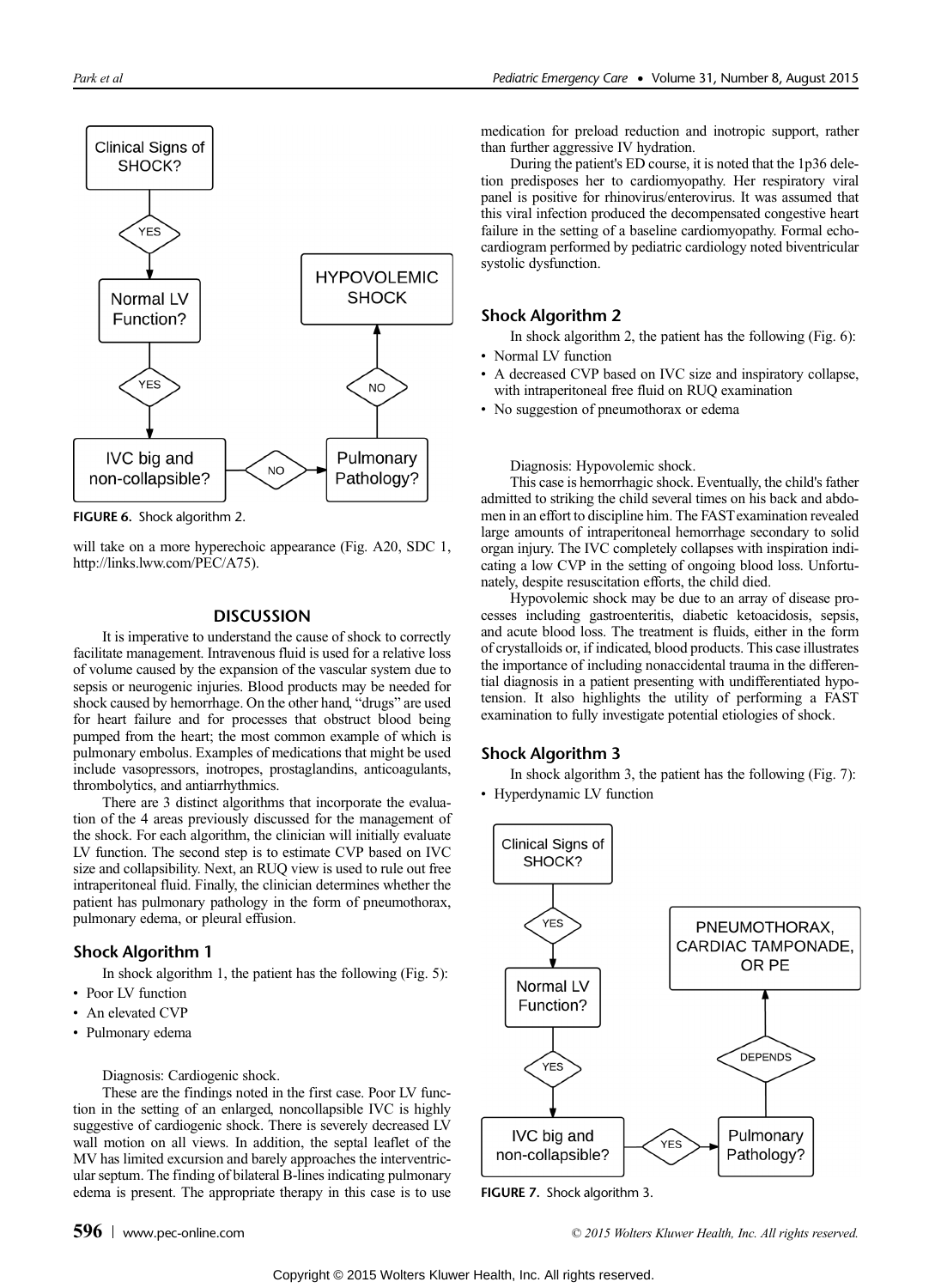FIGURE 6. Shock algorithm 2.

will take on a more hyperechoic appearance (Fig. A20, SDC 1, http://links.lww.com/PEC/A75).

## DISCUSSION

It is imperative to understand the cause of shock to correctly facilitate management. Intravenous fluid is used for a relative loss of volume caused by the expansion of the vascular system due to sepsis or neurogenic injuries. Blood products may be needed for shock caused by hemorrhage. On the other hand, "drugs" are used for heart failure and for processes that obstruct blood being pumped from the heart; the most common example of which is pulmonary embolus. Examples of medications that might be used include vasopressors, inotropes, prostaglandins, anticoagulants, thrombolytics, and antiarrhythmics.

There are 3 distinct algorithms that incorporate the evaluation of the 4 areas previously discussed for the management of the shock. For each algorithm, the clinician will initially evaluate LV function. The second step is to estimate CVP based on IVC size and collapsibility. Next, an RUQ view is used to rule out free intraperitoneal fluid. Finally, the clinician determines whether the patient has pulmonary pathology in the form of pneumothorax, pulmonary edema, or pleural effusion.

### Shock Algorithm 1

In shock algorithm 1, the patient has the following (Fig. 5):

- Poor LV function
- An elevated CVP
- Pulmonary edema

Diagnosis: Cardiogenic shock.

These are the findings noted in the first case. Poor LV function in the setting of an enlarged, noncollapsible IVC is highly suggestive of cardiogenic shock. There is severely decreased LV wall motion on all views. In addition, the septal leaflet of the MV has limited excursion and barely approaches the interventricular septum. The finding of bilateral B-lines indicating pulmonary edema is present. The appropriate therapy in this case is to use medication for preload reduction and inotropic support, rather than further aggressive IV hydration.

During the patient's ED course, it is noted that the 1p36 deletion predisposes her to cardiomyopathy. Her respiratory viral panel is positive for rhinovirus/enterovirus. It was assumed that this viral infection produced the decompensated congestive heart failure in the setting of a baseline cardiomyopathy. Formal echocardiogram performed by pediatric cardiology noted biventricular systolic dysfunction.

### Shock Algorithm 2

In shock algorithm 2, the patient has the following (Fig. 6):

- Normal LV function
- A decreased CVP based on IVC size and inspiratory collapse, with intraperitoneal free fluid on RUQ examination
- No suggestion of pneumothorax or edema

Diagnosis: Hypovolemic shock.

This case is hemorrhagic shock. Eventually, the child's father admitted to striking the child several times on his back and abdomen in an effort to discipline him. The FAST examination revealed large amounts of intraperitoneal hemorrhage secondary to solid organ injury. The IVC completely collapses with inspiration indicating a low CVP in the setting of ongoing blood loss. Unfortunately, despite resuscitation efforts, the child died.

Hypovolemic shock may be due to an array of disease processes including gastroenteritis, diabetic ketoacidosis, sepsis, and acute blood loss. The treatment is fluids, either in the form of crystalloids or, if indicated, blood products. This case illustrates the importance of including nonaccidental trauma in the differential diagnosis in a patient presenting with undifferentiated hypotension. It also highlights the utility of performing a FAST examination to fully investigate potential etiologies of shock.

### Shock Algorithm 3

In shock algorithm 3, the patient has the following (Fig. 7):

- Hyperdynamic LV function

FIGURE 7. Shock algorithm 3.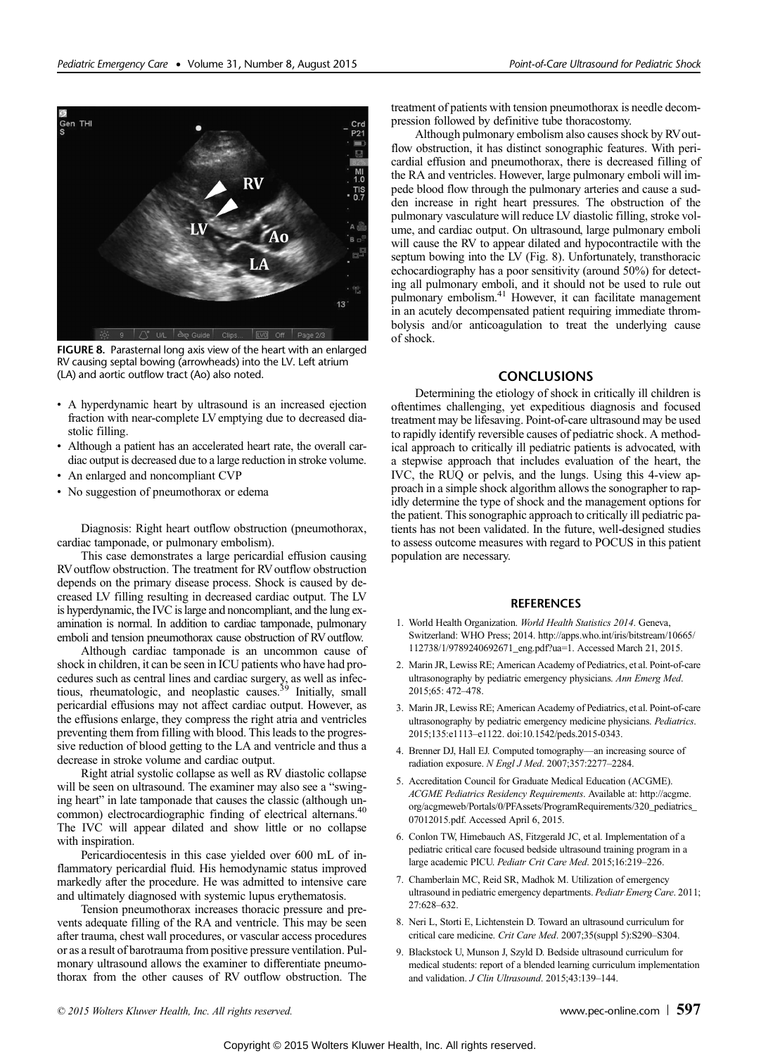FIGURE 8. Parasternal long axis view of the heart with an enlarged RV causing septal bowing (arrowheads) into the LV. Left atrium (LA) and aortic outflow tract (Ao) also noted.

- A hyperdynamic heart by ultrasound is an increased ejection fraction with near-complete LV emptying due to decreased diastolic filling.
- Although a patient has an accelerated heart rate, the overall cardiac output is decreased due to a large reduction in stroke volume.
- An enlarged and noncompliant CVP
- No suggestion of pneumothorax or edema

Diagnosis: Right heart outflow obstruction (pneumothorax, cardiac tamponade, or pulmonary embolism).

This case demonstrates a large pericardial effusion causing RV outflow obstruction. The treatment for RV outflow obstruction depends on the primary disease process. Shock is caused by decreased LV filling resulting in decreased cardiac output. The LV is hyperdynamic, the IVC is large and noncompliant, and the lung examination is normal. In addition to cardiac tamponade, pulmonary emboli and tension pneumothorax cause obstruction of RV outflow.

Although cardiac tamponade is an uncommon cause of shock in children, it can be seen in ICU patients who have had procedures such as central lines and cardiac surgery, as well as infectious, rheumatologic, and neoplastic causes.[39] Initially, small pericardial effusions may not affect cardiac output. However, as the effusions enlarge, they compress the right atria and ventricles preventing them from filling with blood. This leads to the progressive reduction of blood getting to the LA and ventricle and thus a decrease in stroke volume and cardiac output.

Right atrial systolic collapse as well as RV diastolic collapse will be seen on ultrasound. The examiner may also see a "swinging heart" in late tamponade that causes the classic (although uncommon) electrocardiographic finding of electrical alternans.[40] The IVC will appear dilated and show little or no collapse with inspiration.

Pericardiocentesis in this case yielded over 600 mL of inflammatory pericardial fluid. His hemodynamic status improved markedly after the procedure. He was admitted to intensive care and ultimately diagnosed with systemic lupus erythematosis.

Tension pneumothorax increases thoracic pressure and prevents adequate filling of the RA and ventricle. This may be seen after trauma, chest wall procedures, or vascular access procedures or as a result of barotrauma from positive pressure ventilation. Pulmonary ultrasound allows the examiner to differentiate pneumothorax from the other causes of RV outflow obstruction. The treatment of patients with tension pneumothorax is needle decompression followed by definitive tube thoracostomy.

Although pulmonary embolism also causes shock by RV outflow obstruction, it has distinct sonographic features. With pericardial effusion and pneumothorax, there is decreased filling of the RA and ventricles. However, large pulmonary emboli will impede blood flow through the pulmonary arteries and cause a sudden increase in right heart pressures. The obstruction of the pulmonary vasculature will reduce LV diastolic filling, stroke volume, and cardiac output. On ultrasound, large pulmonary emboli will cause the RV to appear dilated and hypocontractile with the septum bowing into the LV (Fig. 8). Unfortunately, transthoracic echocardiography has a poor sensitivity (around 50%) for detecting all pulmonary emboli, and it should not be used to rule out pulmonary embolism.[41] However, it can facilitate management in an acutely decompensated patient requiring immediate thrombolysis and/or anticoagulation to treat the underlying cause of shock.

## CONCLUSIONS

Determining the etiology of shock in critically ill children is oftentimes challenging, yet expeditious diagnosis and focused treatment may be lifesaving. Point-of-care ultrasound may be used to rapidly identify reversible causes of pediatric shock. A methodical approach to critically ill pediatric patients is advocated, with a stepwise approach that includes evaluation of the heart, the IVC, the RUQ or pelvis, and the lungs. Using this 4-view approach in a simple shock algorithm allows the sonographer to rapidly determine the type of shock and the management options for the patient. This sonographic approach to critically ill pediatric patients has not been validated. In the future, well-designed studies to assess outcome measures with regard to POCUS in this patient population are necessary.

## REFERENCES

1. World Health Organization. *World Health Statistics 2014*. Geneva, Switzerland: WHO Press; 2014. http://apps.who.int/iris/bitstream/10665/112738/1/9789240692671_eng.pdf?ua=1. Accessed March 21, 2015.
2. Marin JR, Lewiss RE; American Academy of Pediatrics, et al. Point-of-care ultrasonography by pediatric emergency physicians. *Ann Emerg Med*. 2015;65: 472–478.
3. Marin JR, Lewiss RE; American Academy of Pediatrics, et al. Point-of-care ultrasonography by pediatric emergency medicine physicians. *Pediatrics*. 2015;135:e1113–e1122. doi:10.1542/peds.2015-0343.
4. Brenner DJ, Hall EJ. Computed tomography—an increasing source of radiation exposure. *N Engl J Med*. 2007;357:2277–2284.
5. Accreditation Council for Graduate Medical Education (ACGME). *ACGME Pediatrics Residency Requirements*. Available at: http://acgme.org/acgmeweb/Portals/0/PFAssets/ProgramRequirements/320_pediatrics_07012015.pdf. Accessed April 6, 2015.
6. Conlon TW, Himebauch AS, Fitzgerald JC, et al. Implementation of a pediatric critical care focused bedside ultrasound training program in a large academic PICU. *Pediatr Crit Care Med*. 2015;16:219–226.
7. Chamberlain MC, Reid SR, Madhok M. Utilization of emergency ultrasound in pediatric emergency departments. *Pediatr Emerg Care*. 2011; 27:628–632.
8. Neri L, Storti E, Lichtenstein D. Toward an ultrasound curriculum for critical care medicine. *Crit Care Med*. 2007;35(suppl 5):S290–S304.
9. Blackstock U, Munson J, Szyld D. Bedside ultrasound curriculum for medical students: report of a blended learning curriculum implementation and validation. *J Clin Ultrasound*. 2015;43:139–144.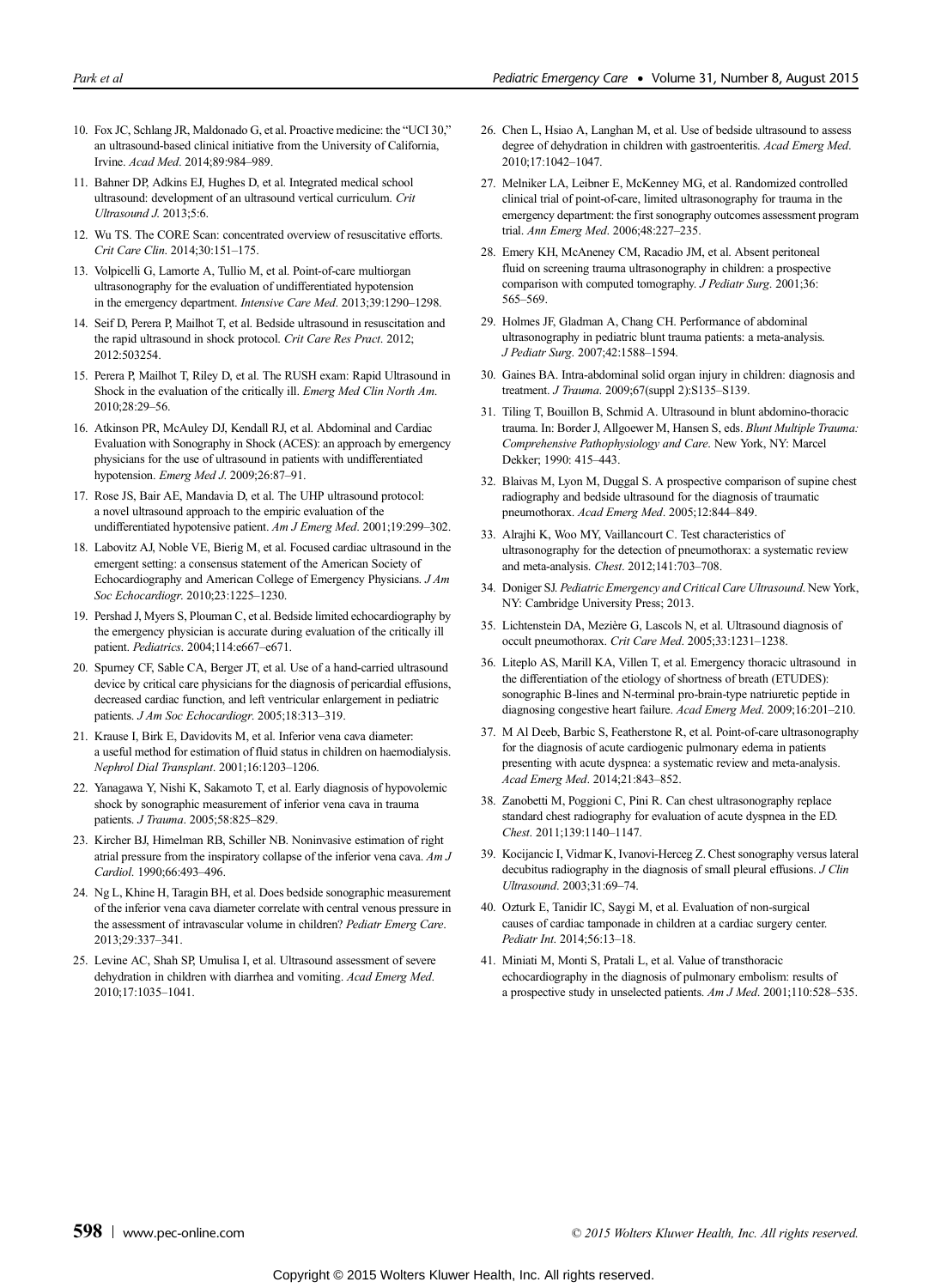10. Fox JC, Schlang JR, Maldonado G, et al. Proactive medicine: the "UCI 30," an ultrasound-based clinical initiative from the University of California, Irvine. *Acad Med*. 2014;89:984–989.
11. Bahner DP, Adkins EJ, Hughes D, et al. Integrated medical school ultrasound: development of an ultrasound vertical curriculum. *Crit Ultrasound J*. 2013;5:6.
12. Wu TS. The CORE Scan: concentrated overview of resuscitative efforts. *Crit Care Clin*. 2014;30:151–175.
13. Volpicelli G, Lamorte A, Tullio M, et al. Point-of-care multiorgan ultrasonography for the evaluation of undifferentiated hypotension in the emergency department. *Intensive Care Med*. 2013;39:1290–1298.
14. Seif D, Perera P, Mailhot T, et al. Bedside ultrasound in resuscitation and the rapid ultrasound in shock protocol. *Crit Care Res Pract*. 2012; 2012:503254.
15. Perera P, Mailhot T, Riley D, et al. The RUSH exam: Rapid Ultrasound in Shock in the evaluation of the critically ill. *Emerg Med Clin North Am*. 2010;28:29–56.
16. Atkinson PR, McAuley DJ, Kendall RJ, et al. Abdominal and Cardiac Evaluation with Sonography in Shock (ACES): an approach by emergency physicians for the use of ultrasound in patients with undifferentiated hypotension. *Emerg Med J*. 2009;26:87–91.
17. Rose JS, Bair AE, Mandavia D, et al. The UHP ultrasound protocol: a novel ultrasound approach to the empiric evaluation of the undifferentiated hypotensive patient. *Am J Emerg Med*. 2001;19:299–302.
18. Labovitz AJ, Noble VE, Bierig M, et al. Focused cardiac ultrasound in the emergent setting: a consensus statement of the American Society of Echocardiography and American College of Emergency Physicians. *J Am Soc Echocardiogr*. 2010;23:1225–1230.
19. Pershad J, Myers S, Plouman C, et al. Bedside limited echocardiography by the emergency physician is accurate during evaluation of the critically ill patient. *Pediatrics*. 2004;114:e667–e671.
20. Spurney CF, Sable CA, Berger JT, et al. Use of a hand-carried ultrasound device by critical care physicians for the diagnosis of pericardial effusions, decreased cardiac function, and left ventricular enlargement in pediatric patients. *J Am Soc Echocardiogr*. 2005;18:313–319.
21. Krause I, Birk E, Davidovits M, et al. Inferior vena cava diameter: a useful method for estimation of fluid status in children on haemodialysis. *Nephrol Dial Transplant*. 2001;16:1203–1206.
22. Yanagawa Y, Nishi K, Sakamoto T, et al. Early diagnosis of hypovolemic shock by sonographic measurement of inferior vena cava in trauma patients. *J Trauma*. 2005;58:825–829.
23. Kircher BJ, Himelman RB, Schiller NB. Noninvasive estimation of right atrial pressure from the inspiratory collapse of the inferior vena cava. *Am J Cardiol*. 1990;66:493–496.
24. Ng L, Khine H, Taragin BH, et al. Does bedside sonographic measurement of the inferior vena cava diameter correlate with central venous pressure in the assessment of intravascular volume in children? *Pediatr Emerg Care*. 2013;29:337–341.
25. Levine AC, Shah SP, Umulisa I, et al. Ultrasound assessment of severe dehydration in children with diarrhea and vomiting. *Acad Emerg Med*. 2010;17:1035–1041.
26. Chen L, Hsiao A, Langhan M, et al. Use of bedside ultrasound to assess degree of dehydration in children with gastroenteritis. *Acad Emerg Med*. 2010;17:1042–1047.
27. Melniker LA, Leibner E, McKenney MG, et al. Randomized controlled clinical trial of point-of-care, limited ultrasonography for trauma in the emergency department: the first sonography outcomes assessment program trial. *Ann Emerg Med*. 2006;48:227–235.
28. Emery KH, McAneney CM, Racadio JM, et al. Absent peritoneal fluid on screening trauma ultrasonography in children: a prospective comparison with computed tomography. *J Pediatr Surg*. 2001;36: 565–569.
29. Holmes JF, Gladman A, Chang CH. Performance of abdominal ultrasonography in pediatric blunt trauma patients: a meta-analysis. *J Pediatr Surg*. 2007;42:1588–1594.
30. Gaines BA. Intra-abdominal solid organ injury in children: diagnosis and treatment. *J Trauma*. 2009;67(suppl 2):S135–S139.
31. Tiling T, Bouillon B, Schmid A. Ultrasound in blunt abdomino-thoracic trauma. In: Border J, Allgoewer M, Hansen S, eds. *Blunt Multiple Trauma: Comprehensive Pathophysiology and Care*. New York, NY: Marcel Dekker; 1990: 415–443.
32. Blaivas M, Lyon M, Duggal S. A prospective comparison of supine chest radiography and bedside ultrasound for the diagnosis of traumatic pneumothorax. *Acad Emerg Med*. 2005;12:844–849.
33. Alrajhi K, Woo MY, Vaillancourt C. Test characteristics of ultrasonography for the detection of pneumothorax: a systematic review and meta-analysis. *Chest*. 2012;141:703–708.
34. Doniger SJ. *Pediatric Emergency and Critical Care Ultrasound*. New York, NY: Cambridge University Press; 2013.
35. Lichtenstein DA, Mezière G, Lascols N, et al. Ultrasound diagnosis of occult pneumothorax. *Crit Care Med*. 2005;33:1231–1238.
36. Liteplo AS, Marill KA, Villen T, et al. Emergency thoracic ultrasound in the differentiation of the etiology of shortness of breath (ETUDES): sonographic B-lines and N-terminal pro-brain-type natriuretic peptide in diagnosing congestive heart failure. *Acad Emerg Med*. 2009;16:201–210.
37. M Al Deeb, Barbic S, Featherstone R, et al. Point-of-care ultrasonography for the diagnosis of acute cardiogenic pulmonary edema in patients presenting with acute dyspnea: a systematic review and meta-analysis. *Acad Emerg Med*. 2014;21:843–852.
38. Zanobetti M, Poggioni C, Pini R. Can chest ultrasonography replace standard chest radiography for evaluation of acute dyspnea in the ED. *Chest*. 2011;139:1140–1147.
39. Kocijancic I, Vidmar K, Ivanovi-Herceg Z. Chest sonography versus lateral decubitus radiography in the diagnosis of small pleural effusions. *J Clin Ultrasound*. 2003;31:69–74.
40. Ozturk E, Tanidir IC, Saygi M, et al. Evaluation of non-surgical causes of cardiac tamponade in children at a cardiac surgery center. *Pediatr Int*. 2014;56:13–18.
41. Miniati M, Monti S, Pratali L, et al. Value of transthoracic echocardiography in the diagnosis of pulmonary embolism: results of a prospective study in unselected patients. *Am J Med*. 2001;110:528–535.